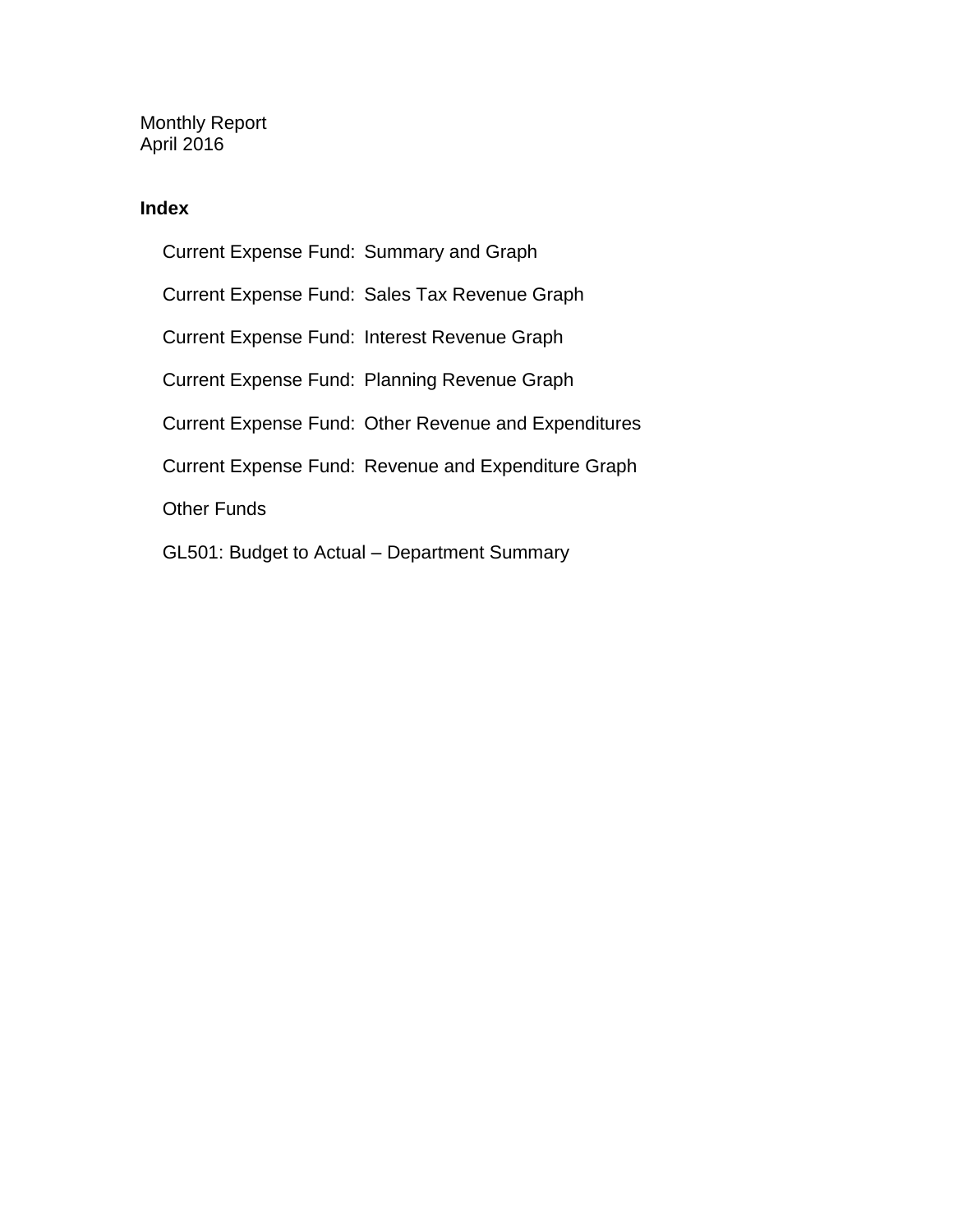Monthly Report
April 2016

## Index

- Current Expense Fund: Summary and Graph
- Current Expense Fund: Sales Tax Revenue Graph
- Current Expense Fund: Interest Revenue Graph
- Current Expense Fund: Planning Revenue Graph
- Current Expense Fund: Other Revenue and Expenditures
- Current Expense Fund: Revenue and Expenditure Graph
- Other Funds
- GL501: Budget to Actual – Department Summary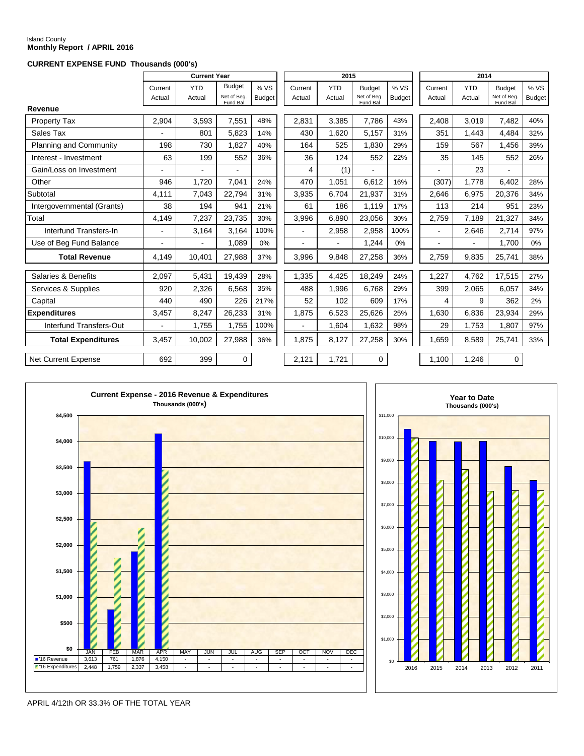Island County
**Monthly Report / APRIL 2016**

**CURRENT EXPENSE FUND Thousands (000's)**

| | Current Year | | | | 2015 | | | | 2014 | | | |
|---|---|---|---|---|---|---|---|---|---|---|---|---|
| | Current Actual | YTD Actual | Budget Net of Beg. Fund Bal | % VS Budget | Current Actual | YTD Actual | Budget Net of Beg. Fund Bal | % VS Budget | Current Actual | YTD Actual | Budget Net of Beg. Fund Bal | % VS Budget |
| **Revenue** | | | | | | | | | | | | |
| Property Tax | 2,904 | 3,593 | 7,551 | 48% | 2,831 | 3,385 | 7,786 | 43% | 2,408 | 3,019 | 7,482 | 40% |
| Sales Tax | - | 801 | 5,823 | 14% | 430 | 1,620 | 5,157 | 31% | 351 | 1,443 | 4,484 | 32% |
| Planning and Community | 198 | 730 | 1,827 | 40% | 164 | 525 | 1,830 | 29% | 159 | 567 | 1,456 | 39% |
| Interest - Investment | 63 | 199 | 552 | 36% | 36 | 124 | 552 | 22% | 35 | 145 | 552 | 26% |
| Gain/Loss on Investment | - | - | - | | 4 | (1) | - | | - | 23 | - | |
| Other | 946 | 1,720 | 7,041 | 24% | 470 | 1,051 | 6,612 | 16% | (307) | 1,778 | 6,402 | 28% |
| Subtotal | 4,111 | 7,043 | 22,794 | 31% | 3,935 | 6,704 | 21,937 | 31% | 2,646 | 6,975 | 20,376 | 34% |
| Intergovernmental (Grants) | 38 | 194 | 941 | 21% | 61 | 186 | 1,119 | 17% | 113 | 214 | 951 | 23% |
| Total | 4,149 | 7,237 | 23,735 | 30% | 3,996 | 6,890 | 23,056 | 30% | 2,759 | 7,189 | 21,327 | 34% |
| Interfund Transfers-In | - | 3,164 | 3,164 | 100% | - | 2,958 | 2,958 | 100% | - | 2,646 | 2,714 | 97% |
| Use of Beg Fund Balance | - | - | 1,089 | 0% | - | - | 1,244 | 0% | - | - | 1,700 | 0% |
| **Total Revenue** | 4,149 | 10,401 | 27,988 | 37% | 3,996 | 9,848 | 27,258 | 36% | 2,759 | 9,835 | 25,741 | 38% |
| Salaries & Benefits | 2,097 | 5,431 | 19,439 | 28% | 1,335 | 4,425 | 18,249 | 24% | 1,227 | 4,762 | 17,515 | 27% |
| Services & Supplies | 920 | 2,326 | 6,568 | 35% | 488 | 1,996 | 6,768 | 29% | 399 | 2,065 | 6,057 | 34% |
| Capital | 440 | 490 | 226 | 217% | 52 | 102 | 609 | 17% | 4 | 9 | 362 | 2% |
| **Expenditures** | 3,457 | 8,247 | 26,233 | 31% | 1,875 | 6,523 | 25,626 | 25% | 1,630 | 6,836 | 23,934 | 29% |
| Interfund Transfers-Out | - | 1,755 | 1,755 | 100% | - | 1,604 | 1,632 | 98% | 29 | 1,753 | 1,807 | 97% |
| **Total Expenditures** | 3,457 | 10,002 | 27,988 | 36% | 1,875 | 8,127 | 27,258 | 30% | 1,659 | 8,589 | 25,741 | 33% |
| Net Current Expense | 692 | 399 | 0 | | 2,121 | 1,721 | 0 | | 1,100 | 1,246 | 0 | |

**Current Expense - 2016 Revenue & Expenditures**
Thousands (000's)

| | JAN | FEB | MAR | APR | MAY | JUN | JUL | AUG | SEP | OCT | NOV | DEC |
|---|---|---|---|---|---|---|---|---|---|---|---|---|
| '16 Revenue | 3,613 | 761 | 1,876 | 4,150 | - | - | - | - | - | - | - | - |
| '16 Expenditures | 2,448 | 1,759 | 2,337 | 3,458 | - | - | - | - | - | - | - | - |

**Year to Date**
Thousands (000's)

APRIL 4/12th OR 33.3% OF THE TOTAL YEAR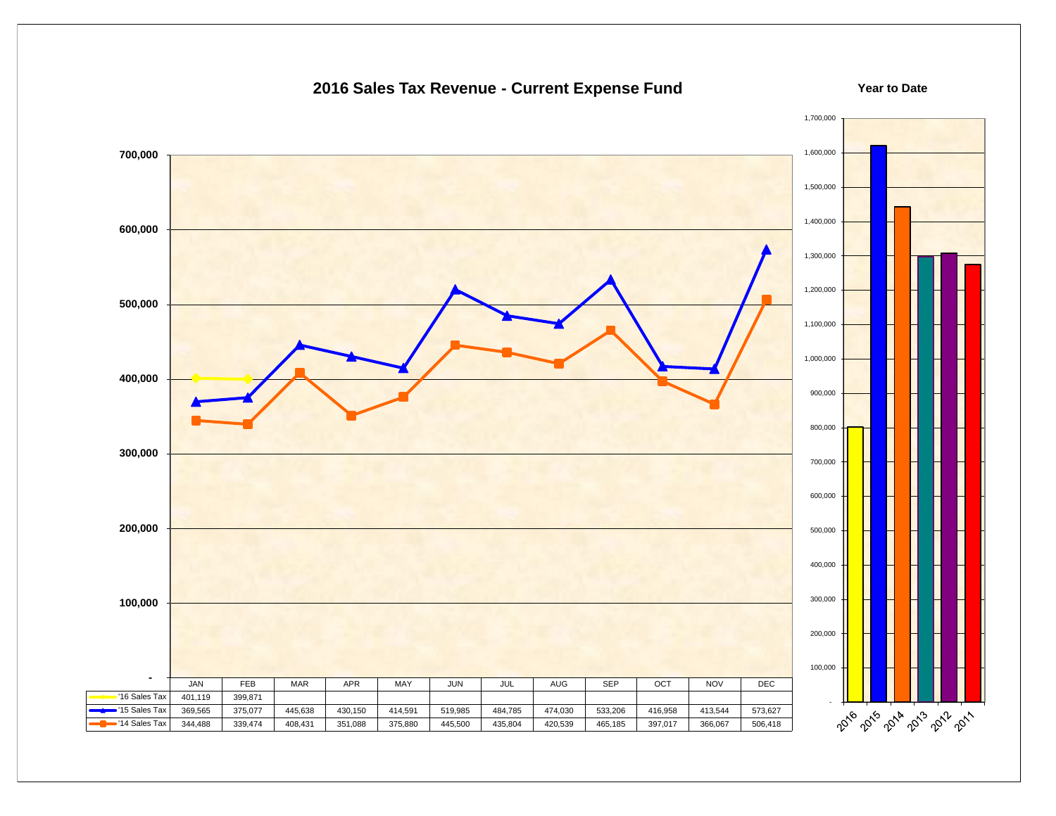# 2016 Sales Tax Revenue - Current Expense Fund

| | JAN | FEB | MAR | APR | MAY | JUN | JUL | AUG | SEP | OCT | NOV | DEC |
|---|---|---|---|---|---|---|---|---|---|---|---|---|
| '16 Sales Tax | 401,119 | 399,871 | | | | | | | | | | |
| '15 Sales Tax | 369,565 | 375,077 | 445,638 | 430,150 | 414,591 | 519,985 | 484,785 | 474,030 | 533,206 | 416,958 | 413,544 | 573,627 |
| '14 Sales Tax | 344,488 | 339,474 | 408,431 | 351,088 | 375,880 | 445,500 | 435,804 | 420,539 | 465,185 | 397,017 | 366,067 | 506,418 |

## Year to Date

Years shown: 2016, 2015, 2014, 2013, 2012, 2011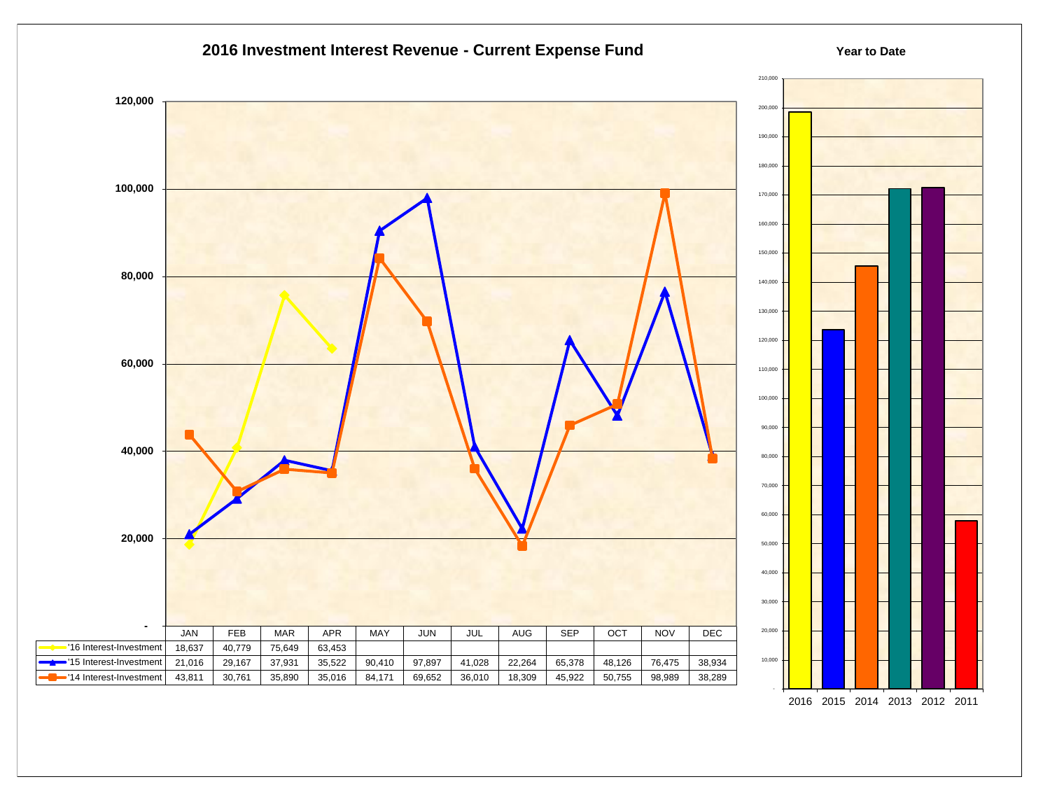# 2016 Investment Interest Revenue - Current Expense Fund

| | JAN | FEB | MAR | APR | MAY | JUN | JUL | AUG | SEP | OCT | NOV | DEC |
|---|---|---|---|---|---|---|---|---|---|---|---|---|
| '16 Interest-Investment | 18,637 | 40,779 | 75,649 | 63,453 | | | | | | | | |
| '15 Interest-Investment | 21,016 | 29,167 | 37,931 | 35,522 | 90,410 | 97,897 | 41,028 | 22,264 | 65,378 | 48,126 | 76,475 | 38,934 |
| '14 Interest-Investment | 43,811 | 30,761 | 35,890 | 35,016 | 84,171 | 69,652 | 36,010 | 18,309 | 45,922 | 50,755 | 98,989 | 38,289 |

## Year to Date

2016 2015 2014 2013 2012 2011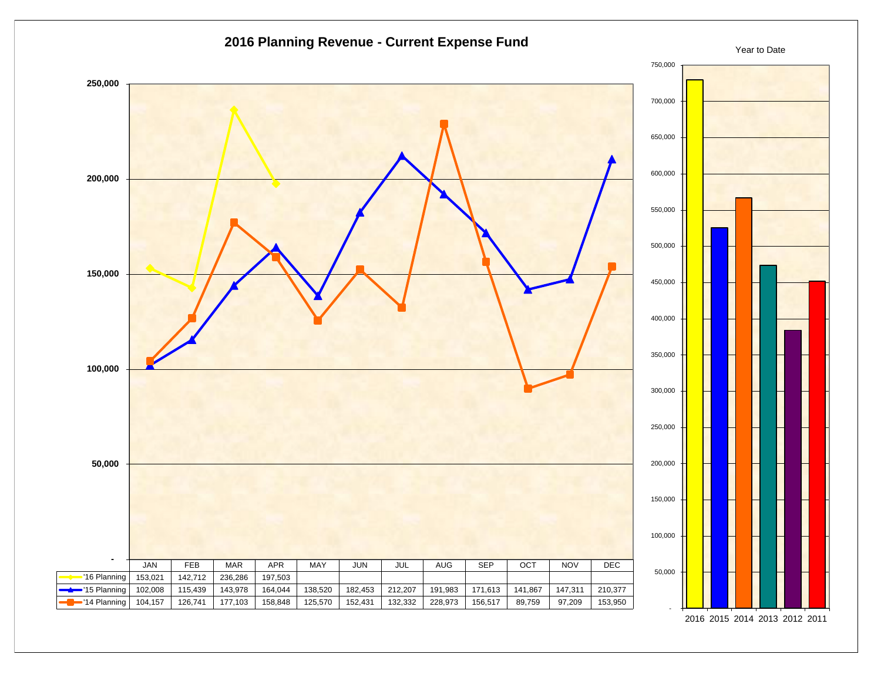# 2016 Planning Revenue - Current Expense Fund

| | JAN | FEB | MAR | APR | MAY | JUN | JUL | AUG | SEP | OCT | NOV | DEC |
|---|---|---|---|---|---|---|---|---|---|---|---|---|
| '16 Planning | 153,021 | 142,712 | 236,286 | 197,503 | | | | | | | | |
| '15 Planning | 102,008 | 115,439 | 143,978 | 164,044 | 138,520 | 182,453 | 212,207 | 191,983 | 171,613 | 141,867 | 147,311 | 210,377 |
| '14 Planning | 104,157 | 126,741 | 177,103 | 158,848 | 125,570 | 152,431 | 132,332 | 228,973 | 156,517 | 89,759 | 97,209 | 153,950 |

Year to Date

2016 2015 2014 2013 2012 2011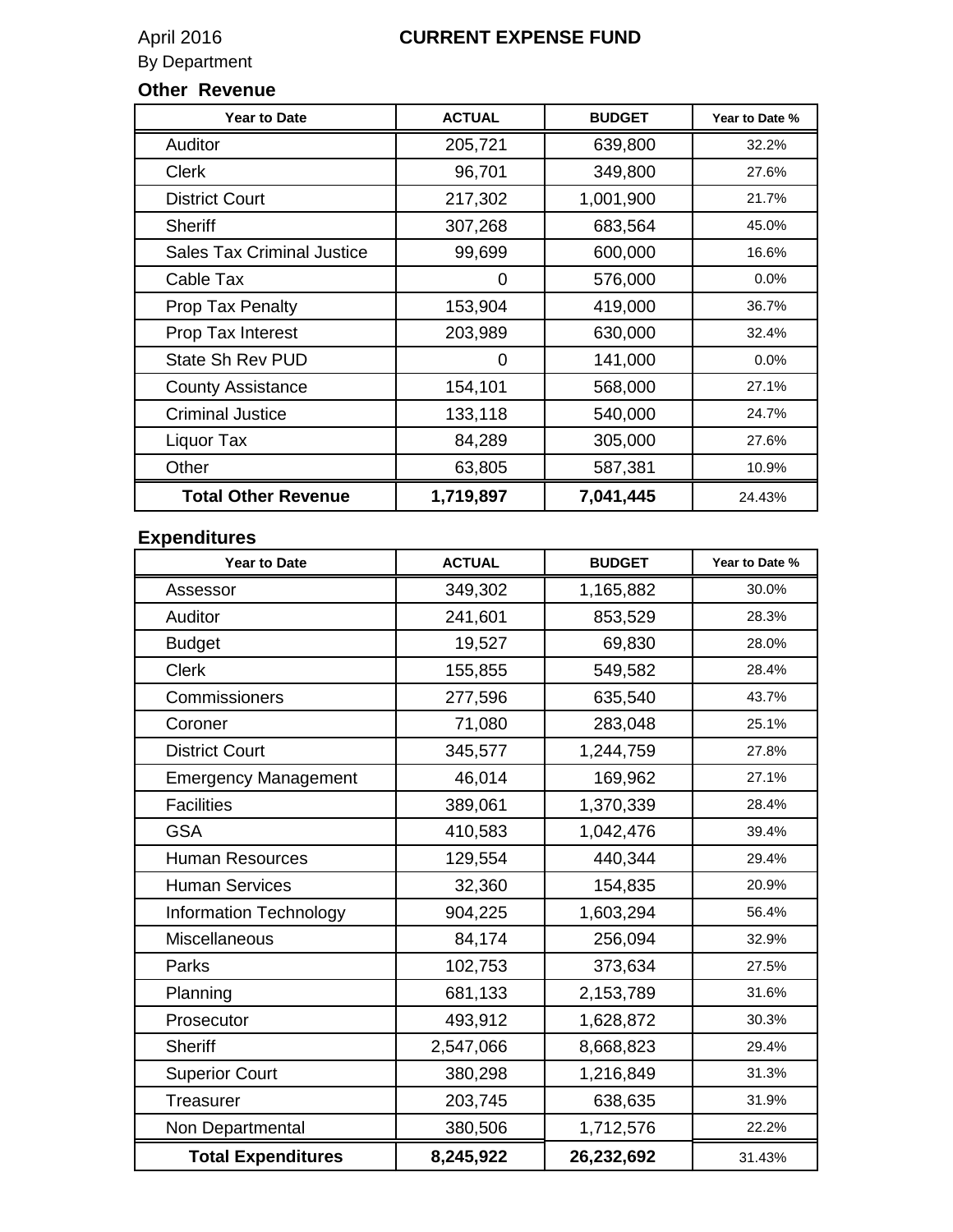April 2016

By Department

# CURRENT EXPENSE FUND

## Other Revenue

| Year to Date | ACTUAL | BUDGET | Year to Date % |
|---|---|---|---|
| Auditor | 205,721 | 639,800 | 32.2% |
| Clerk | 96,701 | 349,800 | 27.6% |
| District Court | 217,302 | 1,001,900 | 21.7% |
| Sheriff | 307,268 | 683,564 | 45.0% |
| Sales Tax Criminal Justice | 99,699 | 600,000 | 16.6% |
| Cable Tax | 0 | 576,000 | 0.0% |
| Prop Tax Penalty | 153,904 | 419,000 | 36.7% |
| Prop Tax Interest | 203,989 | 630,000 | 32.4% |
| State Sh Rev PUD | 0 | 141,000 | 0.0% |
| County Assistance | 154,101 | 568,000 | 27.1% |
| Criminal Justice | 133,118 | 540,000 | 24.7% |
| Liquor Tax | 84,289 | 305,000 | 27.6% |
| Other | 63,805 | 587,381 | 10.9% |
| **Total Other Revenue** | **1,719,897** | **7,041,445** | 24.43% |

## Expenditures

| Year to Date | ACTUAL | BUDGET | Year to Date % |
|---|---|---|---|
| Assessor | 349,302 | 1,165,882 | 30.0% |
| Auditor | 241,601 | 853,529 | 28.3% |
| Budget | 19,527 | 69,830 | 28.0% |
| Clerk | 155,855 | 549,582 | 28.4% |
| Commissioners | 277,596 | 635,540 | 43.7% |
| Coroner | 71,080 | 283,048 | 25.1% |
| District Court | 345,577 | 1,244,759 | 27.8% |
| Emergency Management | 46,014 | 169,962 | 27.1% |
| Facilities | 389,061 | 1,370,339 | 28.4% |
| GSA | 410,583 | 1,042,476 | 39.4% |
| Human Resources | 129,554 | 440,344 | 29.4% |
| Human Services | 32,360 | 154,835 | 20.9% |
| Information Technology | 904,225 | 1,603,294 | 56.4% |
| Miscellaneous | 84,174 | 256,094 | 32.9% |
| Parks | 102,753 | 373,634 | 27.5% |
| Planning | 681,133 | 2,153,789 | 31.6% |
| Prosecutor | 493,912 | 1,628,872 | 30.3% |
| Sheriff | 2,547,066 | 8,668,823 | 29.4% |
| Superior Court | 380,298 | 1,216,849 | 31.3% |
| Treasurer | 203,745 | 638,635 | 31.9% |
| Non Departmental | 380,506 | 1,712,576 | 22.2% |
| **Total Expenditures** | **8,245,922** | **26,232,692** | 31.43% |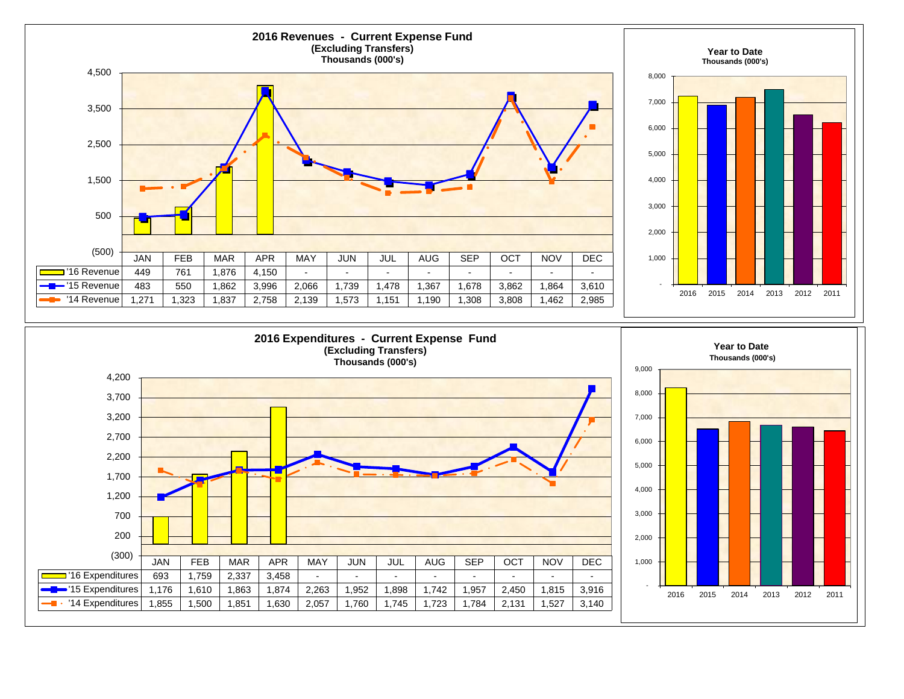## 2016 Revenues - Current Expense Fund
**(Excluding Transfers)**
**Thousands (000's)**

| | JAN | FEB | MAR | APR | MAY | JUN | JUL | AUG | SEP | OCT | NOV | DEC |
|---|---|---|---|---|---|---|---|---|---|---|---|---|
| '16 Revenue | 449 | 761 | 1,876 | 4,150 | - | - | - | - | - | - | - | - |
| '15 Revenue | 483 | 550 | 1,862 | 3,996 | 2,066 | 1,739 | 1,478 | 1,367 | 1,678 | 3,862 | 1,864 | 3,610 |
| '14 Revenue | 1,271 | 1,323 | 1,837 | 2,758 | 2,139 | 1,573 | 1,151 | 1,190 | 1,308 | 3,808 | 1,462 | 2,985 |

### Year to Date
**Thousands (000's)**

Years shown: 2016, 2015, 2014, 2013, 2012, 2011

## 2016 Expenditures - Current Expense Fund
**(Excluding Transfers)**
**Thousands (000's)**

| | JAN | FEB | MAR | APR | MAY | JUN | JUL | AUG | SEP | OCT | NOV | DEC |
|---|---|---|---|---|---|---|---|---|---|---|---|---|
| '16 Expenditures | 693 | 1,759 | 2,337 | 3,458 | - | - | - | - | - | - | - | - |
| '15 Expenditures | 1,176 | 1,610 | 1,863 | 1,874 | 2,263 | 1,952 | 1,898 | 1,742 | 1,957 | 2,450 | 1,815 | 3,916 |
| '14 Expenditures | 1,855 | 1,500 | 1,851 | 1,630 | 2,057 | 1,760 | 1,745 | 1,723 | 1,784 | 2,131 | 1,527 | 3,140 |

### Year to Date
**Thousands (000's)**

Years shown: 2016, 2015, 2014, 2013, 2012, 2011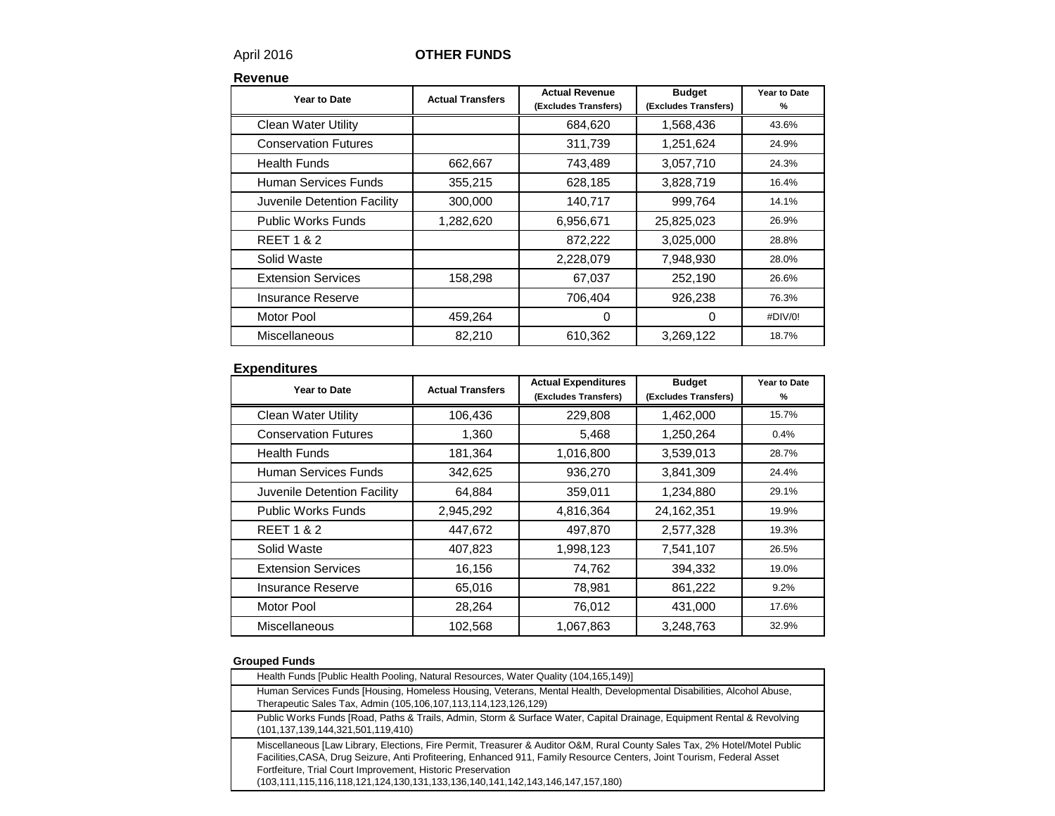April 2016 **OTHER FUNDS**

## Revenue

| Year to Date | Actual Transfers | Actual Revenue (Excludes Transfers) | Budget (Excludes Transfers) | Year to Date % |
|---|---|---|---|---|
| Clean Water Utility | | 684,620 | 1,568,436 | 43.6% |
| Conservation Futures | | 311,739 | 1,251,624 | 24.9% |
| Health Funds | 662,667 | 743,489 | 3,057,710 | 24.3% |
| Human Services Funds | 355,215 | 628,185 | 3,828,719 | 16.4% |
| Juvenile Detention Facility | 300,000 | 140,717 | 999,764 | 14.1% |
| Public Works Funds | 1,282,620 | 6,956,671 | 25,825,023 | 26.9% |
| REET 1 & 2 | | 872,222 | 3,025,000 | 28.8% |
| Solid Waste | | 2,228,079 | 7,948,930 | 28.0% |
| Extension Services | 158,298 | 67,037 | 252,190 | 26.6% |
| Insurance Reserve | | 706,404 | 926,238 | 76.3% |
| Motor Pool | 459,264 | 0 | 0 | #DIV/0! |
| Miscellaneous | 82,210 | 610,362 | 3,269,122 | 18.7% |

## Expenditures

| Year to Date | Actual Transfers | Actual Expenditures (Excludes Transfers) | Budget (Excludes Transfers) | Year to Date % |
|---|---|---|---|---|
| Clean Water Utility | 106,436 | 229,808 | 1,462,000 | 15.7% |
| Conservation Futures | 1,360 | 5,468 | 1,250,264 | 0.4% |
| Health Funds | 181,364 | 1,016,800 | 3,539,013 | 28.7% |
| Human Services Funds | 342,625 | 936,270 | 3,841,309 | 24.4% |
| Juvenile Detention Facility | 64,884 | 359,011 | 1,234,880 | 29.1% |
| Public Works Funds | 2,945,292 | 4,816,364 | 24,162,351 | 19.9% |
| REET 1 & 2 | 447,672 | 497,870 | 2,577,328 | 19.3% |
| Solid Waste | 407,823 | 1,998,123 | 7,541,107 | 26.5% |
| Extension Services | 16,156 | 74,762 | 394,332 | 19.0% |
| Insurance Reserve | 65,016 | 78,981 | 861,222 | 9.2% |
| Motor Pool | 28,264 | 76,012 | 431,000 | 17.6% |
| Miscellaneous | 102,568 | 1,067,863 | 3,248,763 | 32.9% |

### Grouped Funds

| Grouped Funds |
|---|
| Health Funds [Public Health Pooling, Natural Resources, Water Quality (104,165,149)] |
| Human Services Funds [Housing, Homeless Housing, Veterans, Mental Health, Developmental Disabilities, Alcohol Abuse, Therapeutic Sales Tax, Admin (105,106,107,113,114,123,126,129) |
| Public Works Funds [Road, Paths & Trails, Admin, Storm & Surface Water, Capital Drainage, Equipment Rental & Revolving (101,137,139,144,321,501,119,410) |
| Miscellaneous [Law Library, Elections, Fire Permit, Treasurer & Auditor O&M, Rural County Sales Tax, 2% Hotel/Motel Public Facilities,CASA, Drug Seizure, Anti Profiteering, Enhanced 911, Family Resource Centers, Joint Tourism, Federal Asset Fortfeiture, Trial Court Improvement, Historic Preservation (103,111,115,116,118,121,124,130,131,133,136,140,141,142,143,146,147,157,180) |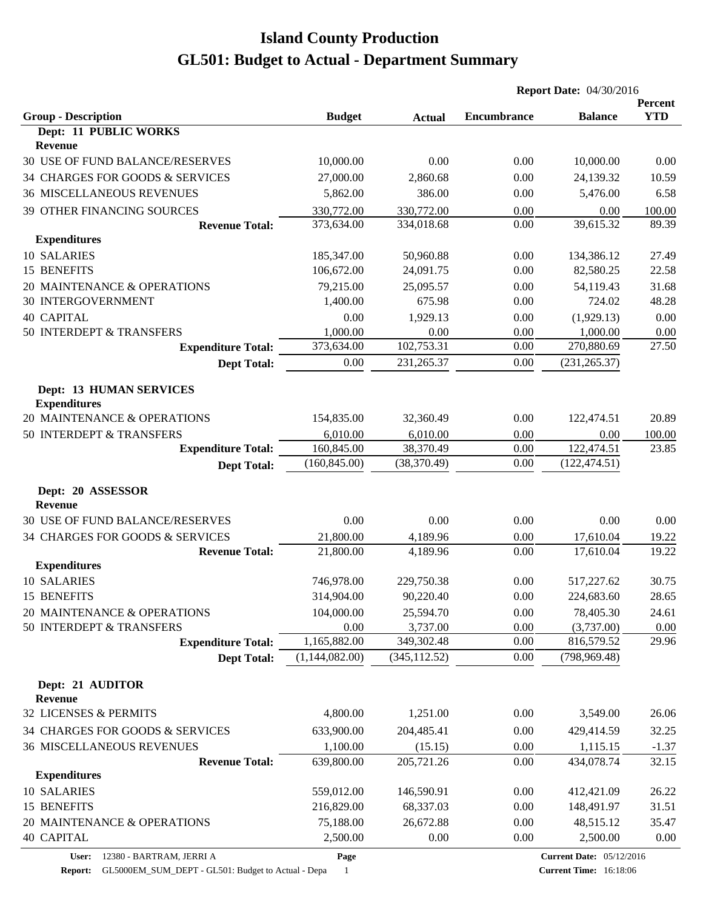# Island County Production
# GL501: Budget to Actual - Department Summary

**Report Date:** 04/30/2016

| Group - Description | Budget | Actual | Encumbrance | Balance | Percent YTD |
|---|---|---|---|---|---|
| **Dept: 11 PUBLIC WORKS** | | | | | |
| **Revenue** | | | | | |
| 30 USE OF FUND BALANCE/RESERVES | 10,000.00 | 0.00 | 0.00 | 10,000.00 | 0.00 |
| 34 CHARGES FOR GOODS & SERVICES | 27,000.00 | 2,860.68 | 0.00 | 24,139.32 | 10.59 |
| 36 MISCELLANEOUS REVENUES | 5,862.00 | 386.00 | 0.00 | 5,476.00 | 6.58 |
| 39 OTHER FINANCING SOURCES | 330,772.00 | 330,772.00 | 0.00 | 0.00 | 100.00 |
| **Revenue Total:** | 373,634.00 | 334,018.68 | 0.00 | 39,615.32 | 89.39 |
| **Expenditures** | | | | | |
| 10 SALARIES | 185,347.00 | 50,960.88 | 0.00 | 134,386.12 | 27.49 |
| 15 BENEFITS | 106,672.00 | 24,091.75 | 0.00 | 82,580.25 | 22.58 |
| 20 MAINTENANCE & OPERATIONS | 79,215.00 | 25,095.57 | 0.00 | 54,119.43 | 31.68 |
| 30 INTERGOVERNMENT | 1,400.00 | 675.98 | 0.00 | 724.02 | 48.28 |
| 40 CAPITAL | 0.00 | 1,929.13 | 0.00 | (1,929.13) | 0.00 |
| 50 INTERDEPT & TRANSFERS | 1,000.00 | 0.00 | 0.00 | 1,000.00 | 0.00 |
| **Expenditure Total:** | 373,634.00 | 102,753.31 | 0.00 | 270,880.69 | 27.50 |
| **Dept Total:** | 0.00 | 231,265.37 | 0.00 | (231,265.37) | |
| **Dept: 13 HUMAN SERVICES** | | | | | |
| **Expenditures** | | | | | |
| 20 MAINTENANCE & OPERATIONS | 154,835.00 | 32,360.49 | 0.00 | 122,474.51 | 20.89 |
| 50 INTERDEPT & TRANSFERS | 6,010.00 | 6,010.00 | 0.00 | 0.00 | 100.00 |
| **Expenditure Total:** | 160,845.00 | 38,370.49 | 0.00 | 122,474.51 | 23.85 |
| **Dept Total:** | (160,845.00) | (38,370.49) | 0.00 | (122,474.51) | |
| **Dept: 20 ASSESSOR** | | | | | |
| **Revenue** | | | | | |
| 30 USE OF FUND BALANCE/RESERVES | 0.00 | 0.00 | 0.00 | 0.00 | 0.00 |
| 34 CHARGES FOR GOODS & SERVICES | 21,800.00 | 4,189.96 | 0.00 | 17,610.04 | 19.22 |
| **Revenue Total:** | 21,800.00 | 4,189.96 | 0.00 | 17,610.04 | 19.22 |
| **Expenditures** | | | | | |
| 10 SALARIES | 746,978.00 | 229,750.38 | 0.00 | 517,227.62 | 30.75 |
| 15 BENEFITS | 314,904.00 | 90,220.40 | 0.00 | 224,683.60 | 28.65 |
| 20 MAINTENANCE & OPERATIONS | 104,000.00 | 25,594.70 | 0.00 | 78,405.30 | 24.61 |
| 50 INTERDEPT & TRANSFERS | 0.00 | 3,737.00 | 0.00 | (3,737.00) | 0.00 |
| **Expenditure Total:** | 1,165,882.00 | 349,302.48 | 0.00 | 816,579.52 | 29.96 |
| **Dept Total:** | (1,144,082.00) | (345,112.52) | 0.00 | (798,969.48) | |
| **Dept: 21 AUDITOR** | | | | | |
| **Revenue** | | | | | |
| 32 LICENSES & PERMITS | 4,800.00 | 1,251.00 | 0.00 | 3,549.00 | 26.06 |
| 34 CHARGES FOR GOODS & SERVICES | 633,900.00 | 204,485.41 | 0.00 | 429,414.59 | 32.25 |
| 36 MISCELLANEOUS REVENUES | 1,100.00 | (15.15) | 0.00 | 1,115.15 | -1.37 |
| **Revenue Total:** | 639,800.00 | 205,721.26 | 0.00 | 434,078.74 | 32.15 |
| **Expenditures** | | | | | |
| 10 SALARIES | 559,012.00 | 146,590.91 | 0.00 | 412,421.09 | 26.22 |
| 15 BENEFITS | 216,829.00 | 68,337.03 | 0.00 | 148,491.97 | 31.51 |
| 20 MAINTENANCE & OPERATIONS | 75,188.00 | 26,672.88 | 0.00 | 48,515.12 | 35.47 |
| 40 CAPITAL | 2,500.00 | 0.00 | 0.00 | 2,500.00 | 0.00 |

**User:** 12380 - BARTRAM, JERRI A
**Report:** GL5000EM_SUM_DEPT - GL501: Budget to Actual - Depa
**Current Date:** 05/12/2016
**Current Time:** 16:18:06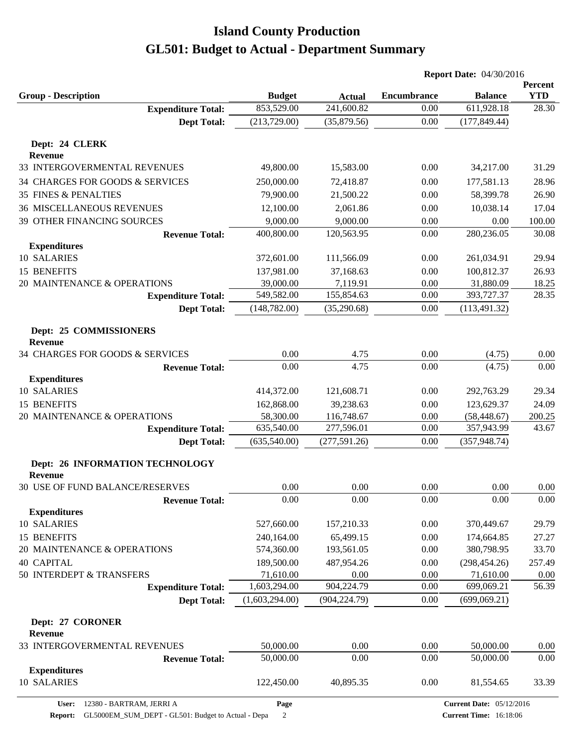# Island County Production

# GL501: Budget to Actual - Department Summary

**Report Date:** 04/30/2016

| Group - Description | Budget | Actual | Encumbrance | Balance | Percent YTD |
|---|---|---|---|---|---|
| **Expenditure Total:** | 853,529.00 | 241,600.82 | 0.00 | 611,928.18 | 28.30 |
| **Dept Total:** | (213,729.00) | (35,879.56) | 0.00 | (177,849.44) | |
| **Dept: 24 CLERK** | | | | | |
| **Revenue** | | | | | |
| 33 INTERGOVERMENTAL REVENUES | 49,800.00 | 15,583.00 | 0.00 | 34,217.00 | 31.29 |
| 34 CHARGES FOR GOODS & SERVICES | 250,000.00 | 72,418.87 | 0.00 | 177,581.13 | 28.96 |
| 35 FINES & PENALTIES | 79,900.00 | 21,500.22 | 0.00 | 58,399.78 | 26.90 |
| 36 MISCELLANEOUS REVENUES | 12,100.00 | 2,061.86 | 0.00 | 10,038.14 | 17.04 |
| 39 OTHER FINANCING SOURCES | 9,000.00 | 9,000.00 | 0.00 | 0.00 | 100.00 |
| **Revenue Total:** | 400,800.00 | 120,563.95 | 0.00 | 280,236.05 | 30.08 |
| **Expenditures** | | | | | |
| 10 SALARIES | 372,601.00 | 111,566.09 | 0.00 | 261,034.91 | 29.94 |
| 15 BENEFITS | 137,981.00 | 37,168.63 | 0.00 | 100,812.37 | 26.93 |
| 20 MAINTENANCE & OPERATIONS | 39,000.00 | 7,119.91 | 0.00 | 31,880.09 | 18.25 |
| **Expenditure Total:** | 549,582.00 | 155,854.63 | 0.00 | 393,727.37 | 28.35 |
| **Dept Total:** | (148,782.00) | (35,290.68) | 0.00 | (113,491.32) | |
| **Dept: 25 COMMISSIONERS** | | | | | |
| **Revenue** | | | | | |
| 34 CHARGES FOR GOODS & SERVICES | 0.00 | 4.75 | 0.00 | (4.75) | 0.00 |
| **Revenue Total:** | 0.00 | 4.75 | 0.00 | (4.75) | 0.00 |
| **Expenditures** | | | | | |
| 10 SALARIES | 414,372.00 | 121,608.71 | 0.00 | 292,763.29 | 29.34 |
| 15 BENEFITS | 162,868.00 | 39,238.63 | 0.00 | 123,629.37 | 24.09 |
| 20 MAINTENANCE & OPERATIONS | 58,300.00 | 116,748.67 | 0.00 | (58,448.67) | 200.25 |
| **Expenditure Total:** | 635,540.00 | 277,596.01 | 0.00 | 357,943.99 | 43.67 |
| **Dept Total:** | (635,540.00) | (277,591.26) | 0.00 | (357,948.74) | |
| **Dept: 26 INFORMATION TECHNOLOGY** | | | | | |
| **Revenue** | | | | | |
| 30 USE OF FUND BALANCE/RESERVES | 0.00 | 0.00 | 0.00 | 0.00 | 0.00 |
| **Revenue Total:** | 0.00 | 0.00 | 0.00 | 0.00 | 0.00 |
| **Expenditures** | | | | | |
| 10 SALARIES | 527,660.00 | 157,210.33 | 0.00 | 370,449.67 | 29.79 |
| 15 BENEFITS | 240,164.00 | 65,499.15 | 0.00 | 174,664.85 | 27.27 |
| 20 MAINTENANCE & OPERATIONS | 574,360.00 | 193,561.05 | 0.00 | 380,798.95 | 33.70 |
| 40 CAPITAL | 189,500.00 | 487,954.26 | 0.00 | (298,454.26) | 257.49 |
| 50 INTERDEPT & TRANSFERS | 71,610.00 | 0.00 | 0.00 | 71,610.00 | 0.00 |
| **Expenditure Total:** | 1,603,294.00 | 904,224.79 | 0.00 | 699,069.21 | 56.39 |
| **Dept Total:** | (1,603,294.00) | (904,224.79) | 0.00 | (699,069.21) | |
| **Dept: 27 CORONER** | | | | | |
| **Revenue** | | | | | |
| 33 INTERGOVERMENTAL REVENUES | 50,000.00 | 0.00 | 0.00 | 50,000.00 | 0.00 |
| **Revenue Total:** | 50,000.00 | 0.00 | 0.00 | 50,000.00 | 0.00 |
| **Expenditures** | | | | | |
| 10 SALARIES | 122,450.00 | 40,895.35 | 0.00 | 81,554.65 | 33.39 |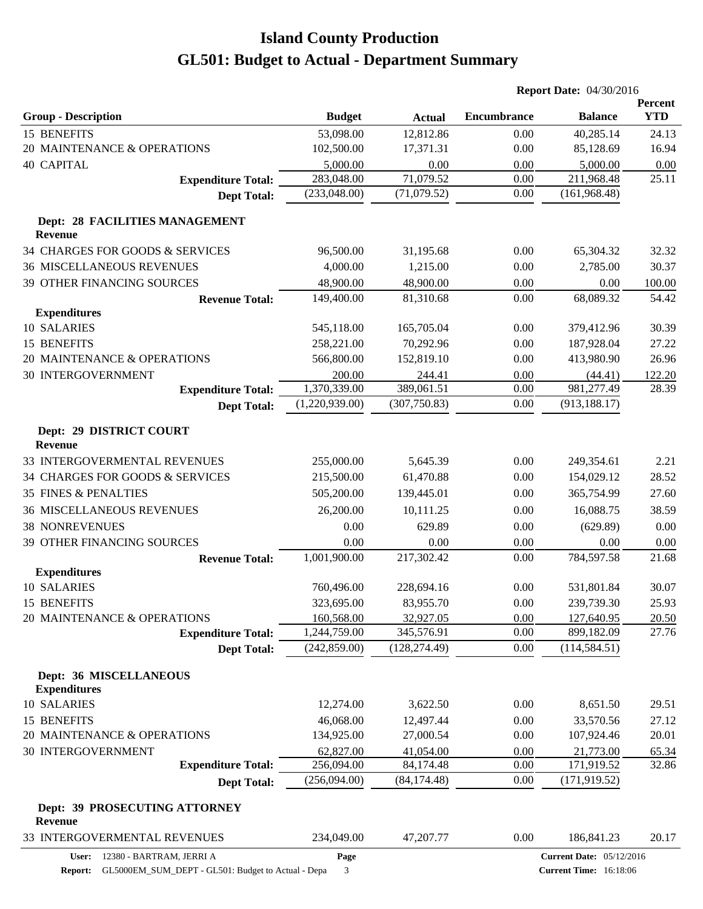# Island County Production
# GL501: Budget to Actual - Department Summary

**Report Date:** 04/30/2016

| Group - Description | Budget | Actual | Encumbrance | Balance | Percent YTD |
|---|---|---|---|---|---|
| 15 BENEFITS | 53,098.00 | 12,812.86 | 0.00 | 40,285.14 | 24.13 |
| 20 MAINTENANCE & OPERATIONS | 102,500.00 | 17,371.31 | 0.00 | 85,128.69 | 16.94 |
| 40 CAPITAL | 5,000.00 | 0.00 | 0.00 | 5,000.00 | 0.00 |
| **Expenditure Total:** | 283,048.00 | 71,079.52 | 0.00 | 211,968.48 | 25.11 |
| **Dept Total:** | (233,048.00) | (71,079.52) | 0.00 | (161,968.48) | |
| **Dept: 28 FACILITIES MANAGEMENT** | | | | | |
| **Revenue** | | | | | |
| 34 CHARGES FOR GOODS & SERVICES | 96,500.00 | 31,195.68 | 0.00 | 65,304.32 | 32.32 |
| 36 MISCELLANEOUS REVENUES | 4,000.00 | 1,215.00 | 0.00 | 2,785.00 | 30.37 |
| 39 OTHER FINANCING SOURCES | 48,900.00 | 48,900.00 | 0.00 | 0.00 | 100.00 |
| **Revenue Total:** | 149,400.00 | 81,310.68 | 0.00 | 68,089.32 | 54.42 |
| **Expenditures** | | | | | |
| 10 SALARIES | 545,118.00 | 165,705.04 | 0.00 | 379,412.96 | 30.39 |
| 15 BENEFITS | 258,221.00 | 70,292.96 | 0.00 | 187,928.04 | 27.22 |
| 20 MAINTENANCE & OPERATIONS | 566,800.00 | 152,819.10 | 0.00 | 413,980.90 | 26.96 |
| 30 INTERGOVERNMENT | 200.00 | 244.41 | 0.00 | (44.41) | 122.20 |
| **Expenditure Total:** | 1,370,339.00 | 389,061.51 | 0.00 | 981,277.49 | 28.39 |
| **Dept Total:** | (1,220,939.00) | (307,750.83) | 0.00 | (913,188.17) | |
| **Dept: 29 DISTRICT COURT** | | | | | |
| **Revenue** | | | | | |
| 33 INTERGOVERMENTAL REVENUES | 255,000.00 | 5,645.39 | 0.00 | 249,354.61 | 2.21 |
| 34 CHARGES FOR GOODS & SERVICES | 215,500.00 | 61,470.88 | 0.00 | 154,029.12 | 28.52 |
| 35 FINES & PENALTIES | 505,200.00 | 139,445.01 | 0.00 | 365,754.99 | 27.60 |
| 36 MISCELLANEOUS REVENUES | 26,200.00 | 10,111.25 | 0.00 | 16,088.75 | 38.59 |
| 38 NONREVENUES | 0.00 | 629.89 | 0.00 | (629.89) | 0.00 |
| 39 OTHER FINANCING SOURCES | 0.00 | 0.00 | 0.00 | 0.00 | 0.00 |
| **Revenue Total:** | 1,001,900.00 | 217,302.42 | 0.00 | 784,597.58 | 21.68 |
| **Expenditures** | | | | | |
| 10 SALARIES | 760,496.00 | 228,694.16 | 0.00 | 531,801.84 | 30.07 |
| 15 BENEFITS | 323,695.00 | 83,955.70 | 0.00 | 239,739.30 | 25.93 |
| 20 MAINTENANCE & OPERATIONS | 160,568.00 | 32,927.05 | 0.00 | 127,640.95 | 20.50 |
| **Expenditure Total:** | 1,244,759.00 | 345,576.91 | 0.00 | 899,182.09 | 27.76 |
| **Dept Total:** | (242,859.00) | (128,274.49) | 0.00 | (114,584.51) | |
| **Dept: 36 MISCELLANEOUS** | | | | | |
| **Expenditures** | | | | | |
| 10 SALARIES | 12,274.00 | 3,622.50 | 0.00 | 8,651.50 | 29.51 |
| 15 BENEFITS | 46,068.00 | 12,497.44 | 0.00 | 33,570.56 | 27.12 |
| 20 MAINTENANCE & OPERATIONS | 134,925.00 | 27,000.54 | 0.00 | 107,924.46 | 20.01 |
| 30 INTERGOVERNMENT | 62,827.00 | 41,054.00 | 0.00 | 21,773.00 | 65.34 |
| **Expenditure Total:** | 256,094.00 | 84,174.48 | 0.00 | 171,919.52 | 32.86 |
| **Dept Total:** | (256,094.00) | (84,174.48) | 0.00 | (171,919.52) | |
| **Dept: 39 PROSECUTING ATTORNEY** | | | | | |
| **Revenue** | | | | | |
| 33 INTERGOVERMENTAL REVENUES | 234,049.00 | 47,207.77 | 0.00 | 186,841.23 | 20.17 |

User: 12380 - BARTRAM, JERRI A
Report: GL5000EM_SUM_DEPT - GL501: Budget to Actual - Depa
Current Date: 05/12/2016
Current Time: 16:18:06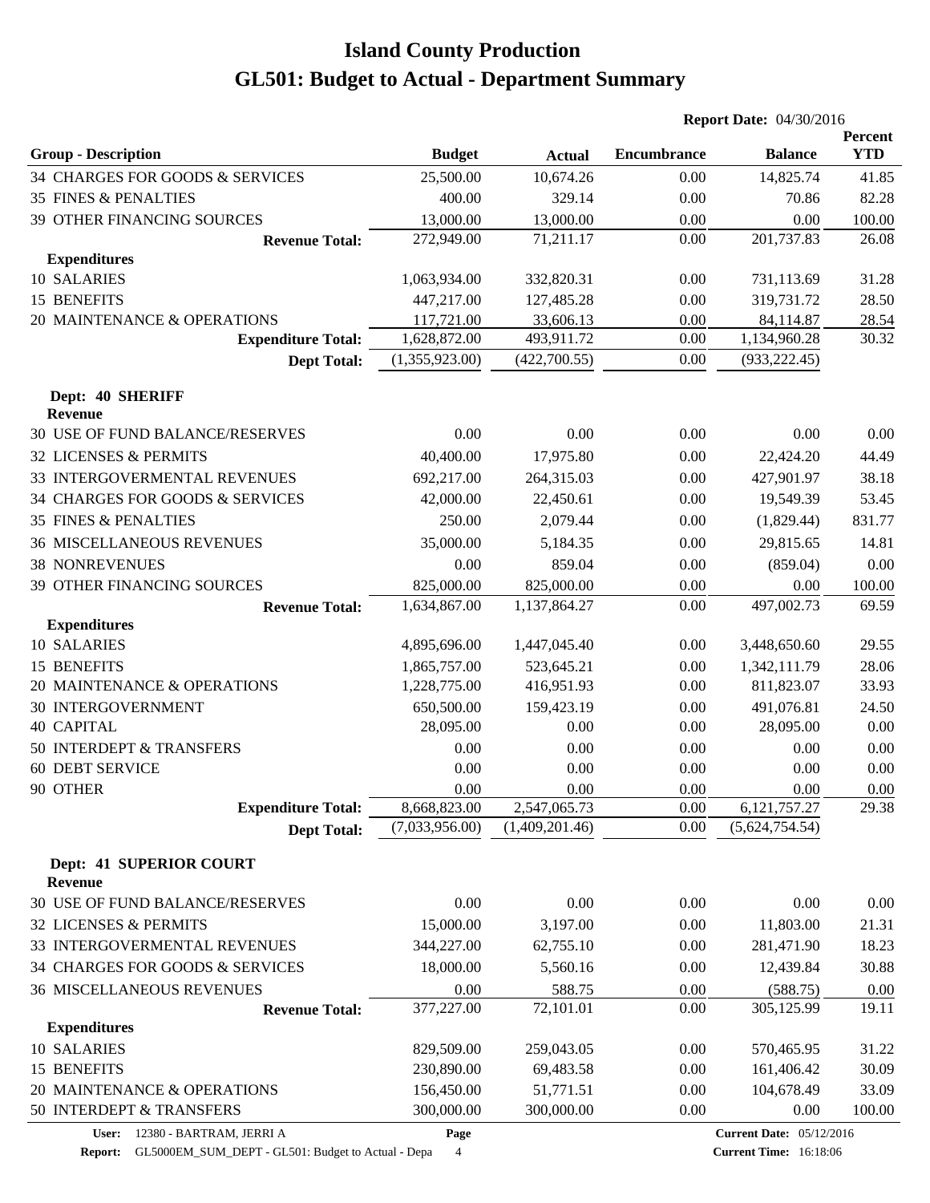# Island County Production
## GL501: Budget to Actual - Department Summary

**Report Date:** 04/30/2016

| Group - Description | Budget | Actual | Encumbrance | Balance | Percent YTD |
|---|---|---|---|---|---|
| 34 CHARGES FOR GOODS & SERVICES | 25,500.00 | 10,674.26 | 0.00 | 14,825.74 | 41.85 |
| 35 FINES & PENALTIES | 400.00 | 329.14 | 0.00 | 70.86 | 82.28 |
| 39 OTHER FINANCING SOURCES | 13,000.00 | 13,000.00 | 0.00 | 0.00 | 100.00 |
| **Revenue Total:** | 272,949.00 | 71,211.17 | 0.00 | 201,737.83 | 26.08 |
| **Expenditures** | | | | | |
| 10 SALARIES | 1,063,934.00 | 332,820.31 | 0.00 | 731,113.69 | 31.28 |
| 15 BENEFITS | 447,217.00 | 127,485.28 | 0.00 | 319,731.72 | 28.50 |
| 20 MAINTENANCE & OPERATIONS | 117,721.00 | 33,606.13 | 0.00 | 84,114.87 | 28.54 |
| **Expenditure Total:** | 1,628,872.00 | 493,911.72 | 0.00 | 1,134,960.28 | 30.32 |
| **Dept Total:** | (1,355,923.00) | (422,700.55) | 0.00 | (933,222.45) | |
| **Dept: 40 SHERIFF** | | | | | |
| **Revenue** | | | | | |
| 30 USE OF FUND BALANCE/RESERVES | 0.00 | 0.00 | 0.00 | 0.00 | 0.00 |
| 32 LICENSES & PERMITS | 40,400.00 | 17,975.80 | 0.00 | 22,424.20 | 44.49 |
| 33 INTERGOVERMENTAL REVENUES | 692,217.00 | 264,315.03 | 0.00 | 427,901.97 | 38.18 |
| 34 CHARGES FOR GOODS & SERVICES | 42,000.00 | 22,450.61 | 0.00 | 19,549.39 | 53.45 |
| 35 FINES & PENALTIES | 250.00 | 2,079.44 | 0.00 | (1,829.44) | 831.77 |
| 36 MISCELLANEOUS REVENUES | 35,000.00 | 5,184.35 | 0.00 | 29,815.65 | 14.81 |
| 38 NONREVENUES | 0.00 | 859.04 | 0.00 | (859.04) | 0.00 |
| 39 OTHER FINANCING SOURCES | 825,000.00 | 825,000.00 | 0.00 | 0.00 | 100.00 |
| **Revenue Total:** | 1,634,867.00 | 1,137,864.27 | 0.00 | 497,002.73 | 69.59 |
| **Expenditures** | | | | | |
| 10 SALARIES | 4,895,696.00 | 1,447,045.40 | 0.00 | 3,448,650.60 | 29.55 |
| 15 BENEFITS | 1,865,757.00 | 523,645.21 | 0.00 | 1,342,111.79 | 28.06 |
| 20 MAINTENANCE & OPERATIONS | 1,228,775.00 | 416,951.93 | 0.00 | 811,823.07 | 33.93 |
| 30 INTERGOVERNMENT | 650,500.00 | 159,423.19 | 0.00 | 491,076.81 | 24.50 |
| 40 CAPITAL | 28,095.00 | 0.00 | 0.00 | 28,095.00 | 0.00 |
| 50 INTERDEPT & TRANSFERS | 0.00 | 0.00 | 0.00 | 0.00 | 0.00 |
| 60 DEBT SERVICE | 0.00 | 0.00 | 0.00 | 0.00 | 0.00 |
| 90 OTHER | 0.00 | 0.00 | 0.00 | 0.00 | 0.00 |
| **Expenditure Total:** | 8,668,823.00 | 2,547,065.73 | 0.00 | 6,121,757.27 | 29.38 |
| **Dept Total:** | (7,033,956.00) | (1,409,201.46) | 0.00 | (5,624,754.54) | |
| **Dept: 41 SUPERIOR COURT** | | | | | |
| **Revenue** | | | | | |
| 30 USE OF FUND BALANCE/RESERVES | 0.00 | 0.00 | 0.00 | 0.00 | 0.00 |
| 32 LICENSES & PERMITS | 15,000.00 | 3,197.00 | 0.00 | 11,803.00 | 21.31 |
| 33 INTERGOVERMENTAL REVENUES | 344,227.00 | 62,755.10 | 0.00 | 281,471.90 | 18.23 |
| 34 CHARGES FOR GOODS & SERVICES | 18,000.00 | 5,560.16 | 0.00 | 12,439.84 | 30.88 |
| 36 MISCELLANEOUS REVENUES | 0.00 | 588.75 | 0.00 | (588.75) | 0.00 |
| **Revenue Total:** | 377,227.00 | 72,101.01 | 0.00 | 305,125.99 | 19.11 |
| **Expenditures** | | | | | |
| 10 SALARIES | 829,509.00 | 259,043.05 | 0.00 | 570,465.95 | 31.22 |
| 15 BENEFITS | 230,890.00 | 69,483.58 | 0.00 | 161,406.42 | 30.09 |
| 20 MAINTENANCE & OPERATIONS | 156,450.00 | 51,771.51 | 0.00 | 104,678.49 | 33.09 |
| 50 INTERDEPT & TRANSFERS | 300,000.00 | 300,000.00 | 0.00 | 0.00 | 100.00 |

**User:** 12380 - BARTRAM, JERRI A
**Report:** GL5000EM_SUM_DEPT - GL501: Budget to Actual - Depa
**Current Date:** 05/12/2016
**Current Time:** 16:18:06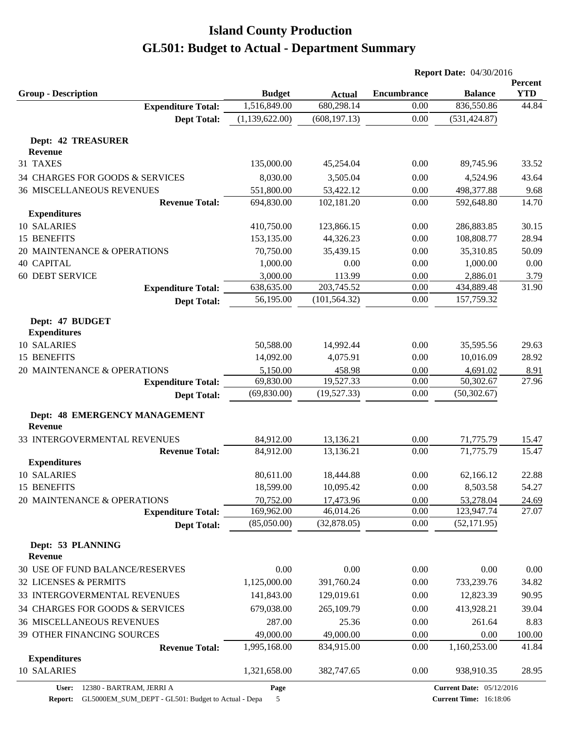# Island County Production

# GL501: Budget to Actual - Department Summary

**Report Date:** 04/30/2016

| Group - Description | Budget | Actual | Encumbrance | Balance | Percent YTD |
|---|---|---|---|---|---|
| **Expenditure Total:** | 1,516,849.00 | 680,298.14 | 0.00 | 836,550.86 | 44.84 |
| **Dept Total:** | (1,139,622.00) | (608,197.13) | 0.00 | (531,424.87) | |
| **Dept: 42 TREASURER** | | | | | |
| **Revenue** | | | | | |
| 31 TAXES | 135,000.00 | 45,254.04 | 0.00 | 89,745.96 | 33.52 |
| 34 CHARGES FOR GOODS & SERVICES | 8,030.00 | 3,505.04 | 0.00 | 4,524.96 | 43.64 |
| 36 MISCELLANEOUS REVENUES | 551,800.00 | 53,422.12 | 0.00 | 498,377.88 | 9.68 |
| **Revenue Total:** | 694,830.00 | 102,181.20 | 0.00 | 592,648.80 | 14.70 |
| **Expenditures** | | | | | |
| 10 SALARIES | 410,750.00 | 123,866.15 | 0.00 | 286,883.85 | 30.15 |
| 15 BENEFITS | 153,135.00 | 44,326.23 | 0.00 | 108,808.77 | 28.94 |
| 20 MAINTENANCE & OPERATIONS | 70,750.00 | 35,439.15 | 0.00 | 35,310.85 | 50.09 |
| 40 CAPITAL | 1,000.00 | 0.00 | 0.00 | 1,000.00 | 0.00 |
| 60 DEBT SERVICE | 3,000.00 | 113.99 | 0.00 | 2,886.01 | 3.79 |
| **Expenditure Total:** | 638,635.00 | 203,745.52 | 0.00 | 434,889.48 | 31.90 |
| **Dept Total:** | 56,195.00 | (101,564.32) | 0.00 | 157,759.32 | |
| **Dept: 47 BUDGET** | | | | | |
| **Expenditures** | | | | | |
| 10 SALARIES | 50,588.00 | 14,992.44 | 0.00 | 35,595.56 | 29.63 |
| 15 BENEFITS | 14,092.00 | 4,075.91 | 0.00 | 10,016.09 | 28.92 |
| 20 MAINTENANCE & OPERATIONS | 5,150.00 | 458.98 | 0.00 | 4,691.02 | 8.91 |
| **Expenditure Total:** | 69,830.00 | 19,527.33 | 0.00 | 50,302.67 | 27.96 |
| **Dept Total:** | (69,830.00) | (19,527.33) | 0.00 | (50,302.67) | |
| **Dept: 48 EMERGENCY MANAGEMENT** | | | | | |
| **Revenue** | | | | | |
| 33 INTERGOVERMENTAL REVENUES | 84,912.00 | 13,136.21 | 0.00 | 71,775.79 | 15.47 |
| **Revenue Total:** | 84,912.00 | 13,136.21 | 0.00 | 71,775.79 | 15.47 |
| **Expenditures** | | | | | |
| 10 SALARIES | 80,611.00 | 18,444.88 | 0.00 | 62,166.12 | 22.88 |
| 15 BENEFITS | 18,599.00 | 10,095.42 | 0.00 | 8,503.58 | 54.27 |
| 20 MAINTENANCE & OPERATIONS | 70,752.00 | 17,473.96 | 0.00 | 53,278.04 | 24.69 |
| **Expenditure Total:** | 169,962.00 | 46,014.26 | 0.00 | 123,947.74 | 27.07 |
| **Dept Total:** | (85,050.00) | (32,878.05) | 0.00 | (52,171.95) | |
| **Dept: 53 PLANNING** | | | | | |
| **Revenue** | | | | | |
| 30 USE OF FUND BALANCE/RESERVES | 0.00 | 0.00 | 0.00 | 0.00 | 0.00 |
| 32 LICENSES & PERMITS | 1,125,000.00 | 391,760.24 | 0.00 | 733,239.76 | 34.82 |
| 33 INTERGOVERMENTAL REVENUES | 141,843.00 | 129,019.61 | 0.00 | 12,823.39 | 90.95 |
| 34 CHARGES FOR GOODS & SERVICES | 679,038.00 | 265,109.79 | 0.00 | 413,928.21 | 39.04 |
| 36 MISCELLANEOUS REVENUES | 287.00 | 25.36 | 0.00 | 261.64 | 8.83 |
| 39 OTHER FINANCING SOURCES | 49,000.00 | 49,000.00 | 0.00 | 0.00 | 100.00 |
| **Revenue Total:** | 1,995,168.00 | 834,915.00 | 0.00 | 1,160,253.00 | 41.84 |
| **Expenditures** | | | | | |
| 10 SALARIES | 1,321,658.00 | 382,747.65 | 0.00 | 938,910.35 | 28.95 |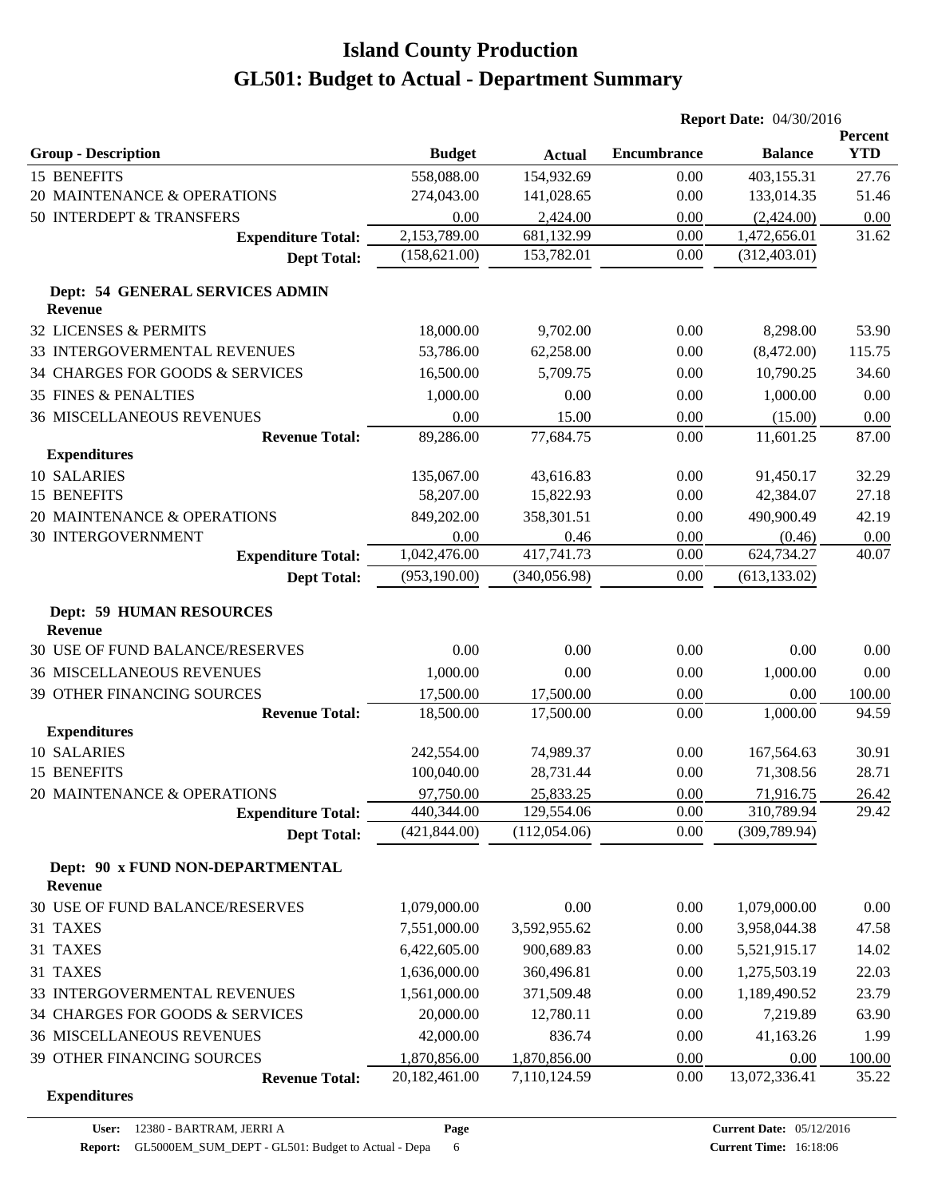# Island County Production
# GL501: Budget to Actual - Department Summary

**Report Date:** 04/30/2016

| Group - Description | Budget | Actual | Encumbrance | Balance | Percent YTD |
|---|---|---|---|---|---|
| 15 BENEFITS | 558,088.00 | 154,932.69 | 0.00 | 403,155.31 | 27.76 |
| 20 MAINTENANCE & OPERATIONS | 274,043.00 | 141,028.65 | 0.00 | 133,014.35 | 51.46 |
| 50 INTERDEPT & TRANSFERS | 0.00 | 2,424.00 | 0.00 | (2,424.00) | 0.00 |
| **Expenditure Total:** | 2,153,789.00 | 681,132.99 | 0.00 | 1,472,656.01 | 31.62 |
| **Dept Total:** | (158,621.00) | 153,782.01 | 0.00 | (312,403.01) | |
| **Dept: 54 GENERAL SERVICES ADMIN** | | | | | |
| **Revenue** | | | | | |
| 32 LICENSES & PERMITS | 18,000.00 | 9,702.00 | 0.00 | 8,298.00 | 53.90 |
| 33 INTERGOVERMENTAL REVENUES | 53,786.00 | 62,258.00 | 0.00 | (8,472.00) | 115.75 |
| 34 CHARGES FOR GOODS & SERVICES | 16,500.00 | 5,709.75 | 0.00 | 10,790.25 | 34.60 |
| 35 FINES & PENALTIES | 1,000.00 | 0.00 | 0.00 | 1,000.00 | 0.00 |
| 36 MISCELLANEOUS REVENUES | 0.00 | 15.00 | 0.00 | (15.00) | 0.00 |
| **Revenue Total:** | 89,286.00 | 77,684.75 | 0.00 | 11,601.25 | 87.00 |
| **Expenditures** | | | | | |
| 10 SALARIES | 135,067.00 | 43,616.83 | 0.00 | 91,450.17 | 32.29 |
| 15 BENEFITS | 58,207.00 | 15,822.93 | 0.00 | 42,384.07 | 27.18 |
| 20 MAINTENANCE & OPERATIONS | 849,202.00 | 358,301.51 | 0.00 | 490,900.49 | 42.19 |
| 30 INTERGOVERNMENT | 0.00 | 0.46 | 0.00 | (0.46) | 0.00 |
| **Expenditure Total:** | 1,042,476.00 | 417,741.73 | 0.00 | 624,734.27 | 40.07 |
| **Dept Total:** | (953,190.00) | (340,056.98) | 0.00 | (613,133.02) | |
| **Dept: 59 HUMAN RESOURCES** | | | | | |
| **Revenue** | | | | | |
| 30 USE OF FUND BALANCE/RESERVES | 0.00 | 0.00 | 0.00 | 0.00 | 0.00 |
| 36 MISCELLANEOUS REVENUES | 1,000.00 | 0.00 | 0.00 | 1,000.00 | 0.00 |
| 39 OTHER FINANCING SOURCES | 17,500.00 | 17,500.00 | 0.00 | 0.00 | 100.00 |
| **Revenue Total:** | 18,500.00 | 17,500.00 | 0.00 | 1,000.00 | 94.59 |
| **Expenditures** | | | | | |
| 10 SALARIES | 242,554.00 | 74,989.37 | 0.00 | 167,564.63 | 30.91 |
| 15 BENEFITS | 100,040.00 | 28,731.44 | 0.00 | 71,308.56 | 28.71 |
| 20 MAINTENANCE & OPERATIONS | 97,750.00 | 25,833.25 | 0.00 | 71,916.75 | 26.42 |
| **Expenditure Total:** | 440,344.00 | 129,554.06 | 0.00 | 310,789.94 | 29.42 |
| **Dept Total:** | (421,844.00) | (112,054.06) | 0.00 | (309,789.94) | |
| **Dept: 90 x FUND NON-DEPARTMENTAL** | | | | | |
| **Revenue** | | | | | |
| 30 USE OF FUND BALANCE/RESERVES | 1,079,000.00 | 0.00 | 0.00 | 1,079,000.00 | 0.00 |
| 31 TAXES | 7,551,000.00 | 3,592,955.62 | 0.00 | 3,958,044.38 | 47.58 |
| 31 TAXES | 6,422,605.00 | 900,689.83 | 0.00 | 5,521,915.17 | 14.02 |
| 31 TAXES | 1,636,000.00 | 360,496.81 | 0.00 | 1,275,503.19 | 22.03 |
| 33 INTERGOVERMENTAL REVENUES | 1,561,000.00 | 371,509.48 | 0.00 | 1,189,490.52 | 23.79 |
| 34 CHARGES FOR GOODS & SERVICES | 20,000.00 | 12,780.11 | 0.00 | 7,219.89 | 63.90 |
| 36 MISCELLANEOUS REVENUES | 42,000.00 | 836.74 | 0.00 | 41,163.26 | 1.99 |
| 39 OTHER FINANCING SOURCES | 1,870,856.00 | 1,870,856.00 | 0.00 | 0.00 | 100.00 |
| **Revenue Total:** | 20,182,461.00 | 7,110,124.59 | 0.00 | 13,072,336.41 | 35.22 |
| **Expenditures** | | | | | |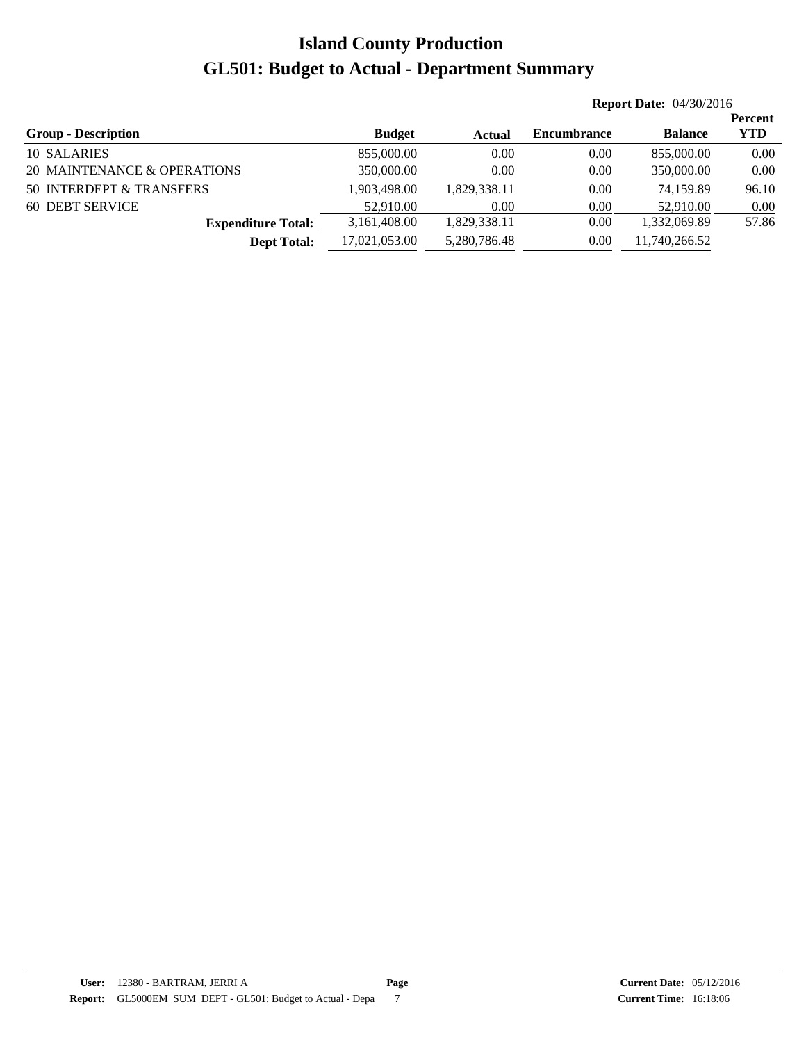# Island County Production
# GL501: Budget to Actual - Department Summary

**Report Date:** 04/30/2016

| Group - Description | Budget | Actual | Encumbrance | Balance | Percent YTD |
|---|---|---|---|---|---|
| 10 SALARIES | 855,000.00 | 0.00 | 0.00 | 855,000.00 | 0.00 |
| 20 MAINTENANCE & OPERATIONS | 350,000.00 | 0.00 | 0.00 | 350,000.00 | 0.00 |
| 50 INTERDEPT & TRANSFERS | 1,903,498.00 | 1,829,338.11 | 0.00 | 74,159.89 | 96.10 |
| 60 DEBT SERVICE | 52,910.00 | 0.00 | 0.00 | 52,910.00 | 0.00 |
| **Expenditure Total:** | 3,161,408.00 | 1,829,338.11 | 0.00 | 1,332,069.89 | 57.86 |
| **Dept Total:** | 17,021,053.00 | 5,280,786.48 | 0.00 | 11,740,266.52 | |

**User:** 12380 - BARTRAM, JERRI A
**Report:** GL5000EM_SUM_DEPT - GL501: Budget to Actual - Depa
**Page** 7
**Current Date:** 05/12/2016
**Current Time:** 16:18:06